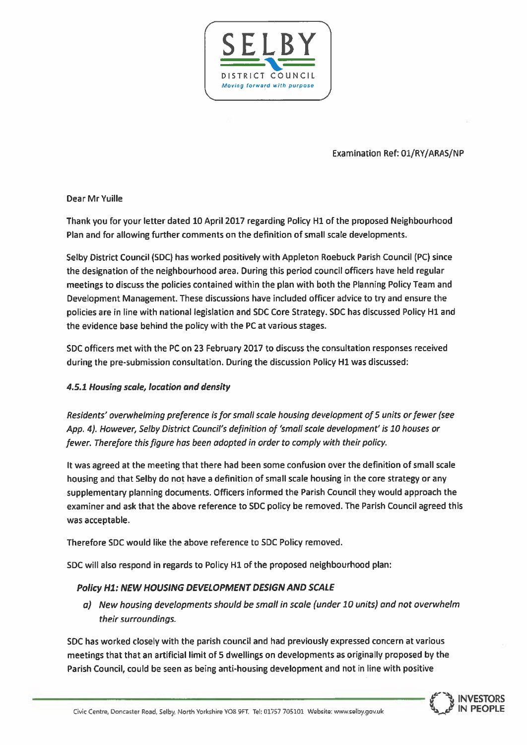Examination Ref: 01/RY/ARAS/NP

Dear Mr Yuille

Thank you for your letter dated 10 April 2017 regarding Policy H1 of the proposed Neighbourhood Plan and for allowing further comments on the definition of small scale developments.

Selby District Council (SDC) has worked positively with Appleton Roebuck Parish Council (PC) since the designation of the neighbourhood area. During this period council officers have held regular meetings to discuss the policies contained within the plan with both the Planning Policy Team and Development Management. These discussions have included officer advice to try and ensure the policies are in line with national legislation and SDC Core Strategy. SDC has discussed Policy H1 and the evidence base behind the policy with the PC at various stages.

SDC officers met with the PC on 23 February 2017 to discuss the consultation responses received during the pre-submission consultation. During the discussion Policy H1 was discussed:

***4.5.1 Housing scale, location and density***

*Residents' overwhelming preference is for small scale housing development of 5 units or fewer (see App. 4). However, Selby District Council's definition of 'small scale development' is 10 houses or fewer. Therefore this figure has been adopted in order to comply with their policy.*

It was agreed at the meeting that there had been some confusion over the definition of small scale housing and that Selby do not have a definition of small scale housing in the core strategy or any supplementary planning documents. Officers informed the Parish Council they would approach the examiner and ask that the above reference to SDC policy be removed. The Parish Council agreed this was acceptable.

Therefore SDC would like the above reference to SDC Policy removed.

SDC will also respond in regards to Policy H1 of the proposed neighbourhood plan:

***Policy H1: NEW HOUSING DEVELOPMENT DESIGN AND SCALE***

*a) New housing developments should be small in scale (under 10 units) and not overwhelm their surroundings.*

SDC has worked closely with the parish council and had previously expressed concern at various meetings that that an artificial limit of 5 dwellings on developments as originally proposed by the Parish Council, could be seen as being anti-housing development and not in line with positive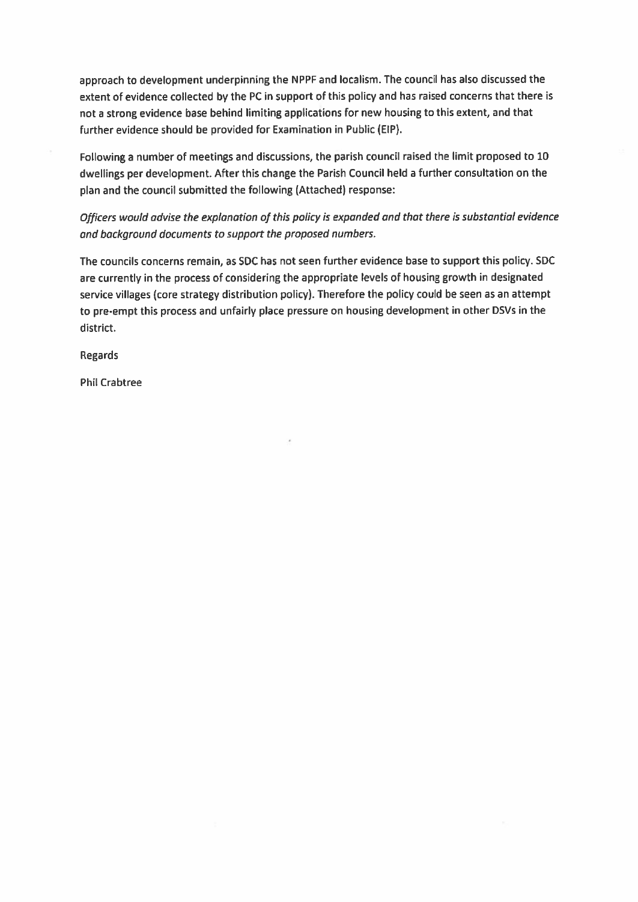approach to development underpinning the NPPF and localism. The council has also discussed the extent of evidence collected by the PC in support of this policy and has raised concerns that there is not a strong evidence base behind limiting applications for new housing to this extent, and that further evidence should be provided for Examination in Public (EIP).

Following a number of meetings and discussions, the parish council raised the limit proposed to 10 dwellings per development. After this change the Parish Council held a further consultation on the plan and the council submitted the following (Attached) response:

*Officers would advise the explanation of this policy is expanded and that there is substantial evidence and background documents to support the proposed numbers.*

The councils concerns remain, as SDC has not seen further evidence base to support this policy. SDC are currently in the process of considering the appropriate levels of housing growth in designated service villages (core strategy distribution policy). Therefore the policy could be seen as an attempt to pre-empt this process and unfairly place pressure on housing development in other DSVs in the district.

Regards

Phil Crabtree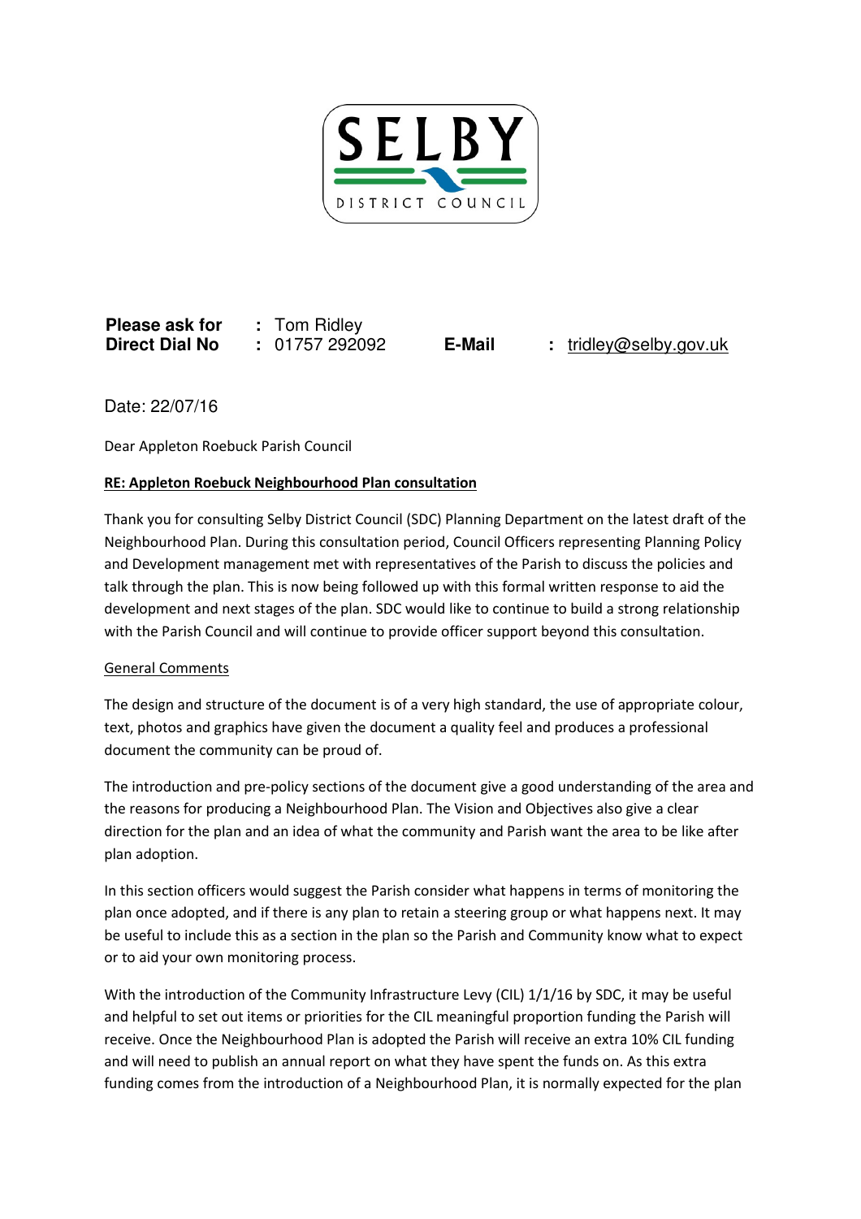SELBY

DISTRICT COUNCIL

| | | | |
|---|---|---|---|
| **Please ask for** | **:** Tom Ridley | | |
| **Direct Dial No** | **:** 01757 292092 | **E-Mail** | **:** tridley@selby.gov.uk |

Date: 22/07/16

Dear Appleton Roebuck Parish Council

**RE: Appleton Roebuck Neighbourhood Plan consultation**

Thank you for consulting Selby District Council (SDC) Planning Department on the latest draft of the Neighbourhood Plan. During this consultation period, Council Officers representing Planning Policy and Development management met with representatives of the Parish to discuss the policies and talk through the plan. This is now being followed up with this formal written response to aid the development and next stages of the plan. SDC would like to continue to build a strong relationship with the Parish Council and will continue to provide officer support beyond this consultation.

General Comments

The design and structure of the document is of a very high standard, the use of appropriate colour, text, photos and graphics have given the document a quality feel and produces a professional document the community can be proud of.

The introduction and pre-policy sections of the document give a good understanding of the area and the reasons for producing a Neighbourhood Plan. The Vision and Objectives also give a clear direction for the plan and an idea of what the community and Parish want the area to be like after plan adoption.

In this section officers would suggest the Parish consider what happens in terms of monitoring the plan once adopted, and if there is any plan to retain a steering group or what happens next. It may be useful to include this as a section in the plan so the Parish and Community know what to expect or to aid your own monitoring process.

With the introduction of the Community Infrastructure Levy (CIL) 1/1/16 by SDC, it may be useful and helpful to set out items or priorities for the CIL meaningful proportion funding the Parish will receive. Once the Neighbourhood Plan is adopted the Parish will receive an extra 10% CIL funding and will need to publish an annual report on what they have spent the funds on. As this extra funding comes from the introduction of a Neighbourhood Plan, it is normally expected for the plan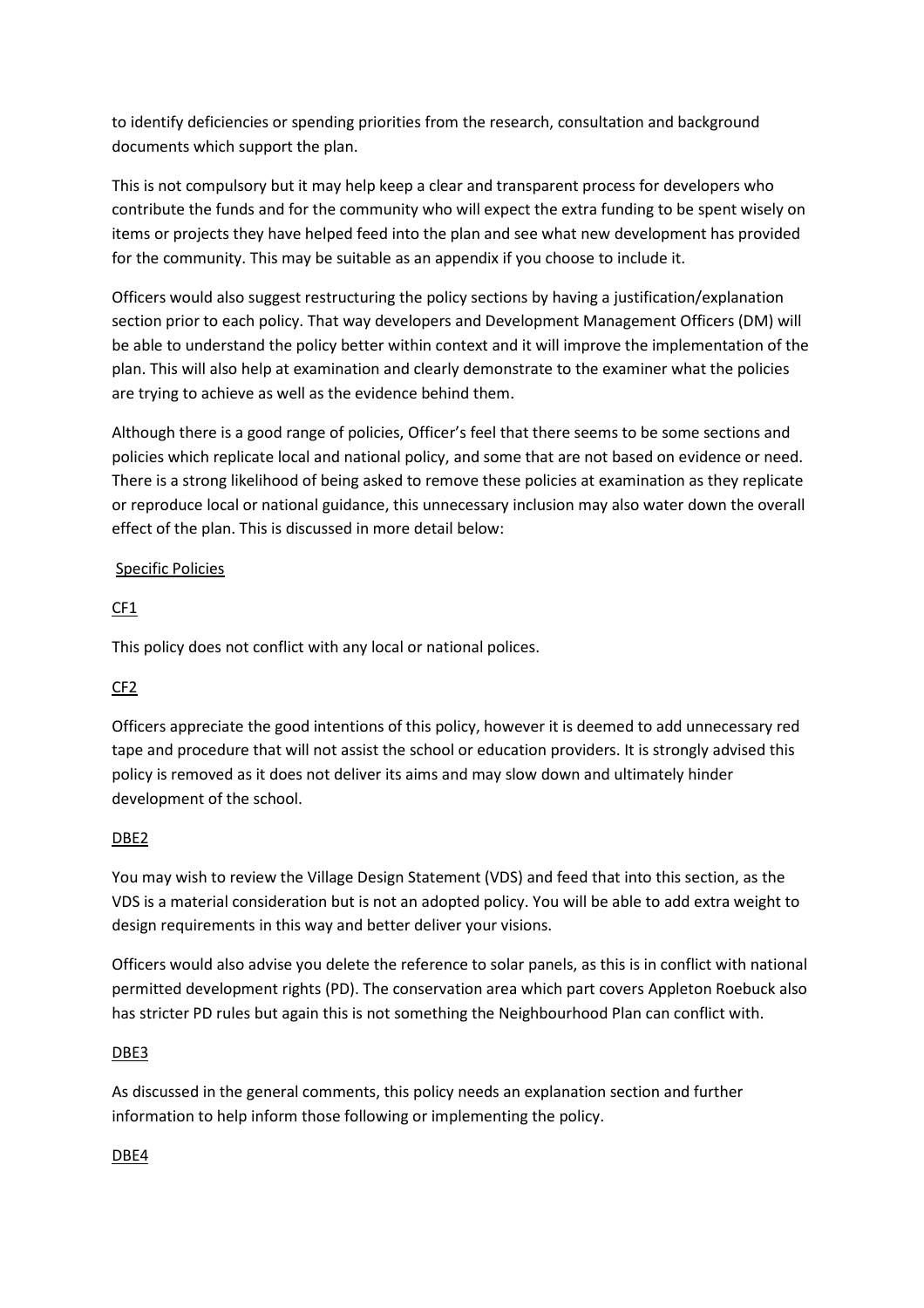to identify deficiencies or spending priorities from the research, consultation and background documents which support the plan.

This is not compulsory but it may help keep a clear and transparent process for developers who contribute the funds and for the community who will expect the extra funding to be spent wisely on items or projects they have helped feed into the plan and see what new development has provided for the community. This may be suitable as an appendix if you choose to include it.

Officers would also suggest restructuring the policy sections by having a justification/explanation section prior to each policy. That way developers and Development Management Officers (DM) will be able to understand the policy better within context and it will improve the implementation of the plan. This will also help at examination and clearly demonstrate to the examiner what the policies are trying to achieve as well as the evidence behind them.

Although there is a good range of policies, Officer's feel that there seems to be some sections and policies which replicate local and national policy, and some that are not based on evidence or need. There is a strong likelihood of being asked to remove these policies at examination as they replicate or reproduce local or national guidance, this unnecessary inclusion may also water down the overall effect of the plan. This is discussed in more detail below:

Specific Policies

CF1

This policy does not conflict with any local or national polices.

CF2

Officers appreciate the good intentions of this policy, however it is deemed to add unnecessary red tape and procedure that will not assist the school or education providers. It is strongly advised this policy is removed as it does not deliver its aims and may slow down and ultimately hinder development of the school.

DBE2

You may wish to review the Village Design Statement (VDS) and feed that into this section, as the VDS is a material consideration but is not an adopted policy. You will be able to add extra weight to design requirements in this way and better deliver your visions.

Officers would also advise you delete the reference to solar panels, as this is in conflict with national permitted development rights (PD). The conservation area which part covers Appleton Roebuck also has stricter PD rules but again this is not something the Neighbourhood Plan can conflict with.

DBE3

As discussed in the general comments, this policy needs an explanation section and further information to help inform those following or implementing the policy.

DBE4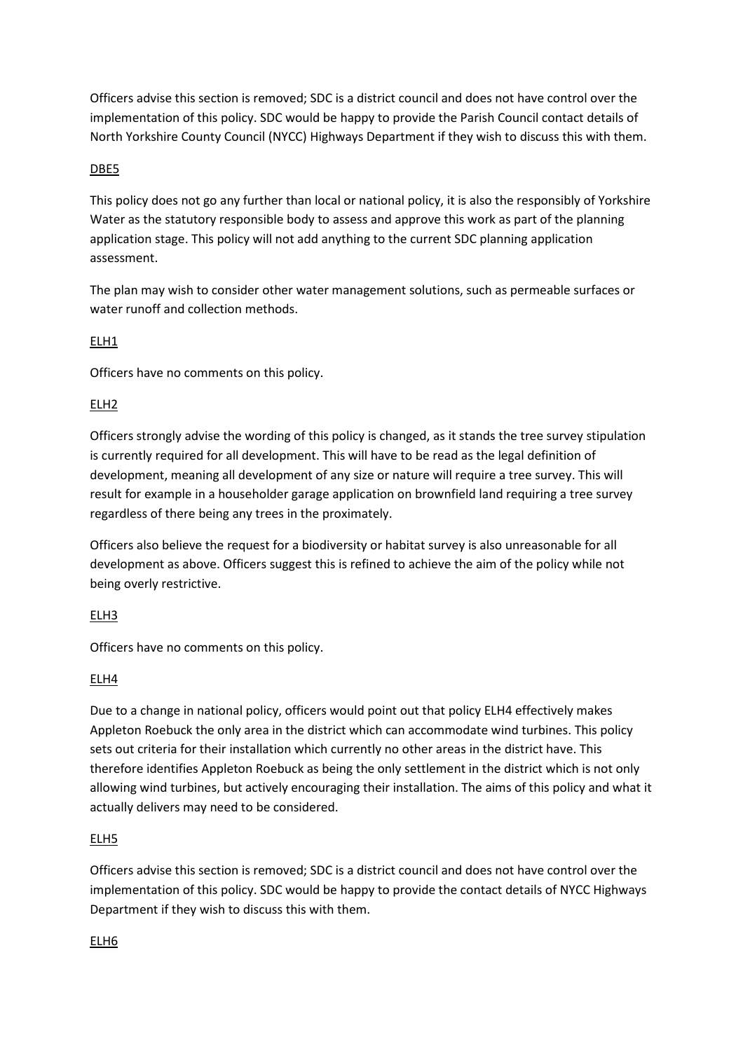Officers advise this section is removed; SDC is a district council and does not have control over the implementation of this policy. SDC would be happy to provide the Parish Council contact details of North Yorkshire County Council (NYCC) Highways Department if they wish to discuss this with them.

<u>DBE5</u>

This policy does not go any further than local or national policy, it is also the responsibly of Yorkshire Water as the statutory responsible body to assess and approve this work as part of the planning application stage. This policy will not add anything to the current SDC planning application assessment.

The plan may wish to consider other water management solutions, such as permeable surfaces or water runoff and collection methods.

<u>ELH1</u>

Officers have no comments on this policy.

<u>ELH2</u>

Officers strongly advise the wording of this policy is changed, as it stands the tree survey stipulation is currently required for all development. This will have to be read as the legal definition of development, meaning all development of any size or nature will require a tree survey. This will result for example in a householder garage application on brownfield land requiring a tree survey regardless of there being any trees in the proximately.

Officers also believe the request for a biodiversity or habitat survey is also unreasonable for all development as above. Officers suggest this is refined to achieve the aim of the policy while not being overly restrictive.

<u>ELH3</u>

Officers have no comments on this policy.

<u>ELH4</u>

Due to a change in national policy, officers would point out that policy ELH4 effectively makes Appleton Roebuck the only area in the district which can accommodate wind turbines. This policy sets out criteria for their installation which currently no other areas in the district have. This therefore identifies Appleton Roebuck as being the only settlement in the district which is not only allowing wind turbines, but actively encouraging their installation. The aims of this policy and what it actually delivers may need to be considered.

<u>ELH5</u>

Officers advise this section is removed; SDC is a district council and does not have control over the implementation of this policy. SDC would be happy to provide the contact details of NYCC Highways Department if they wish to discuss this with them.

<u>ELH6</u>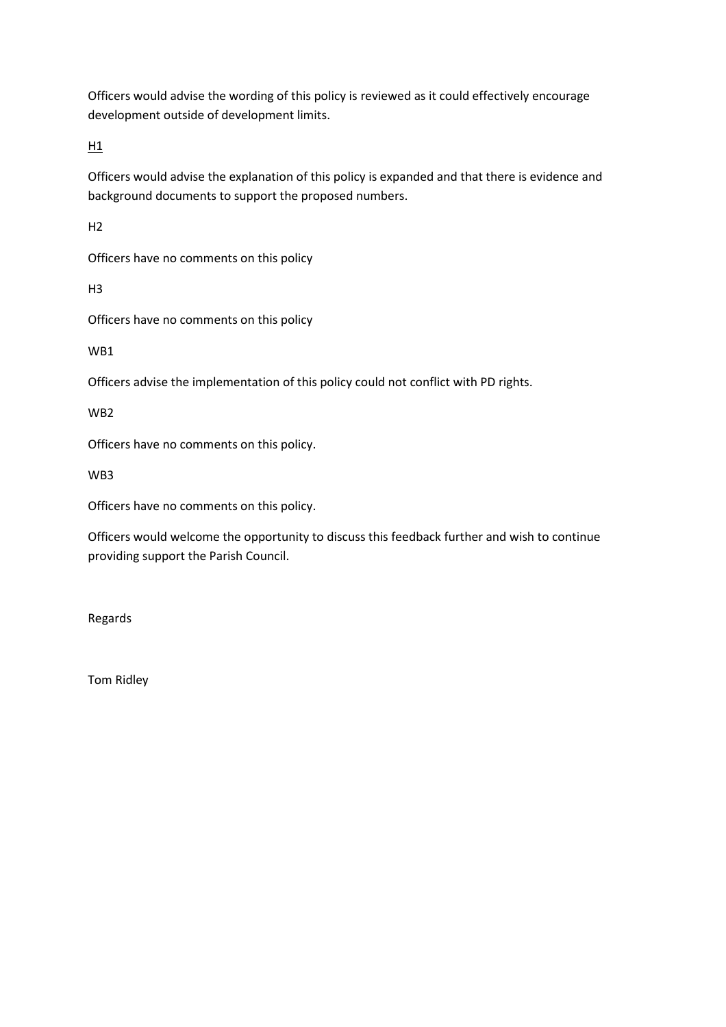Officers would advise the wording of this policy is reviewed as it could effectively encourage development outside of development limits.

<u>H1</u>

Officers would advise the explanation of this policy is expanded and that there is evidence and background documents to support the proposed numbers.

H2

Officers have no comments on this policy

H3

Officers have no comments on this policy

WB1

Officers advise the implementation of this policy could not conflict with PD rights.

WB2

Officers have no comments on this policy.

WB3

Officers have no comments on this policy.

Officers would welcome the opportunity to discuss this feedback further and wish to continue providing support the Parish Council.

Regards

Tom Ridley